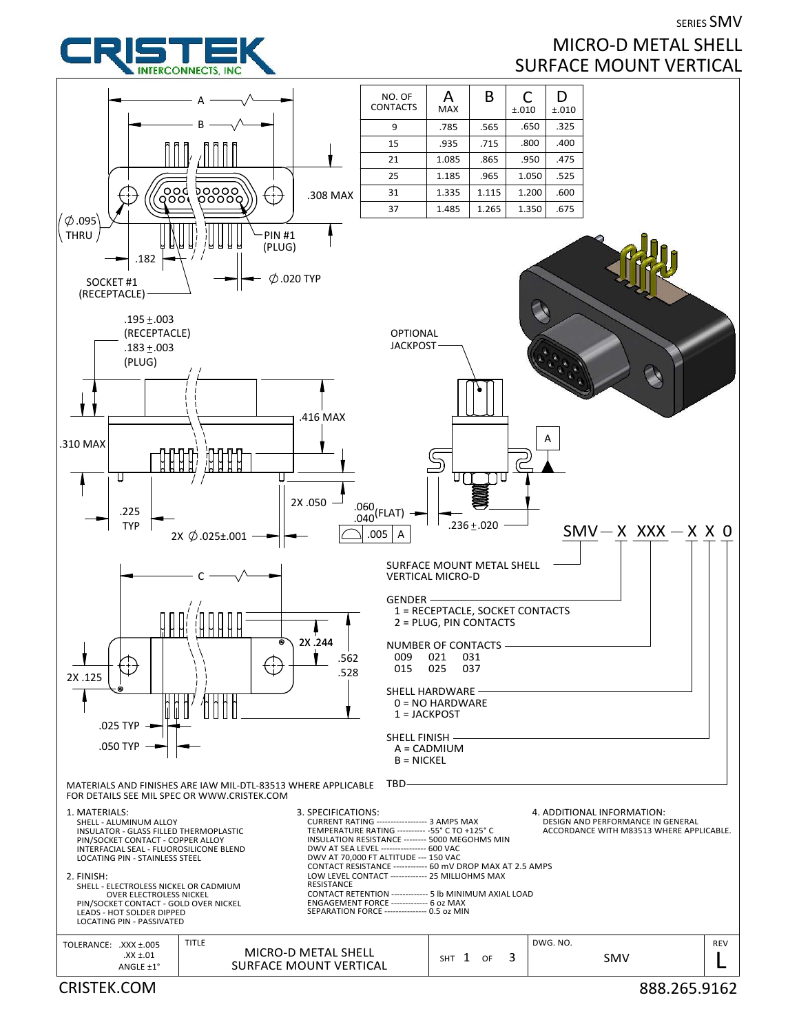SERIES SMV

# MICRO-D METAL SHELL SURFACE MOUNT VERTICAL

CRISTEK INTERCONNECTS, INC

| NO. OF CONTACTS | A MAX | B | C ±.010 | D ±.010 |
|---|---|---|---|---|
| 9 | .785 | .565 | .650 | .325 |
| 15 | .935 | .715 | .800 | .400 |
| 21 | 1.085 | .865 | .950 | .475 |
| 25 | 1.185 | .965 | 1.050 | .525 |
| 31 | 1.335 | 1.115 | 1.200 | .600 |
| 37 | 1.485 | 1.265 | 1.350 | .675 |

A, B, .308 MAX, Ø.095 THRU, .182, PIN #1 (PLUG), SOCKET #1 (RECEPTACLE), Ø.020 TYP

.195 ±.003 (RECEPTACLE), .183 ±.003 (PLUG), .416 MAX, .310 MAX, .225 TYP, 2X .050, 2X Ø.025±.001, OPTIONAL JACKPOST, .060/.040 (FLAT), .005 A, .236 ±.020, A

C, 2X .244, .562, .528, 2X .125, .025 TYP, .050 TYP

**SMV — X XXX — X X 0**

SURFACE MOUNT METAL SHELL VERTICAL MICRO-D

GENDER
- 1 = RECEPTACLE, SOCKET CONTACTS
- 2 = PLUG, PIN CONTACTS

NUMBER OF CONTACTS
- 009 021 031
- 015 025 037

SHELL HARDWARE
- 0 = NO HARDWARE
- 1 = JACKPOST

SHELL FINISH
- A = CADMIUM
- B = NICKEL

TBD

MATERIALS AND FINISHES ARE IAW MIL-DTL-83513 WHERE APPLICABLE
FOR DETAILS SEE MIL SPEC OR WWW.CRISTEK.COM

1. MATERIALS:
   - SHELL - ALUMINUM ALLOY
   - INSULATOR - GLASS FILLED THERMOPLASTIC
   - PIN/SOCKET CONTACT - COPPER ALLOY
   - INTERFACIAL SEAL - FLUOROSILICONE BLEND
   - LOCATING PIN - STAINLESS STEEL

2. FINISH:
   - SHELL - ELECTROLESS NICKEL OR CADMIUM OVER ELECTROLESS NICKEL
   - PIN/SOCKET CONTACT - GOLD OVER NICKEL
   - LEADS - HOT SOLDER DIPPED
   - LOCATING PIN - PASSIVATED

3. SPECIFICATIONS:
   - CURRENT RATING ------------------ 3 AMPS MAX
   - TEMPERATURE RATING ---------- -55° C TO +125° C
   - INSULATION RESISTANCE -------- 5000 MEGOHMS MIN
   - DWV AT SEA LEVEL --------------- 600 VAC
   - DWV AT 70,000 FT ALTITUDE --- 150 VAC
   - CONTACT RESISTANCE ------------ 60 mV DROP MAX AT 2.5 AMPS
   - LOW LEVEL CONTACT RESISTANCE ------------- 25 MILLIOHMS MAX
   - CONTACT RETENTION ------------- 5 lb MINIMUM AXIAL LOAD
   - ENGAGEMENT FORCE ------------- 6 oz MAX
   - SEPARATION FORCE --------------- 0.5 oz MIN

4. ADDITIONAL INFORMATION:
   - DESIGN AND PERFORMANCE IN GENERAL ACCORDANCE WITH M83513 WHERE APPLICABLE.

| TOLERANCE: .XXX ±.005, .XX ±.01, ANGLE ±1° | TITLE: MICRO-D METAL SHELL SURFACE MOUNT VERTICAL | SHT 1 OF 3 | DWG. NO. SMV | REV L |
|---|---|---|---|---|

CRISTEK.COM 888.265.9162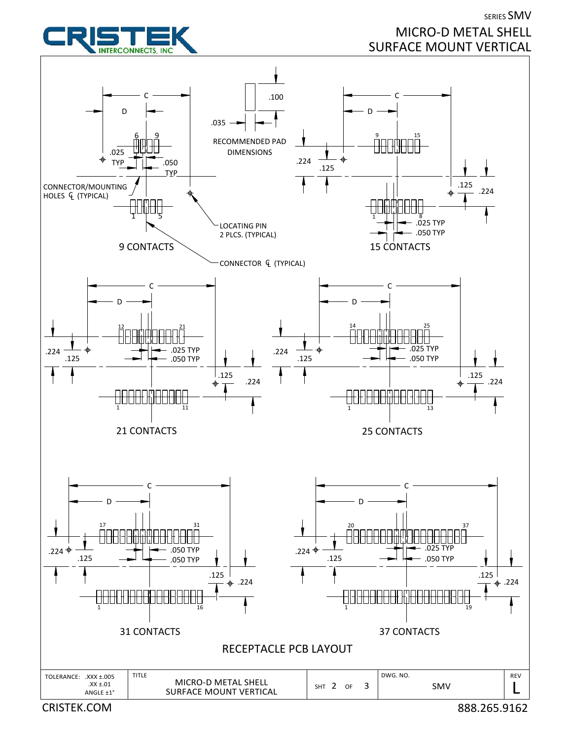SERIES SMV

# MICRO-D METAL SHELL SURFACE MOUNT VERTICAL

RECOMMENDED PAD DIMENSIONS

.100

.035

CONNECTOR/MOUNTING HOLES ℄ (TYPICAL)

LOCATING PIN 2 PLCS. (TYPICAL)

CONNECTOR ℄ (TYPICAL)

C, D

.025 TYP

.050 TYP

.224

.125

9 CONTACTS

15 CONTACTS

21 CONTACTS

25 CONTACTS

31 CONTACTS

37 CONTACTS

## RECEPTACLE PCB LAYOUT

| TOLERANCE: .XXX ±.005 .XX ±.01 ANGLE ±1° | TITLE MICRO-D METAL SHELL SURFACE MOUNT VERTICAL | SHT 2 OF 3 | DWG. NO. SMV | REV L |
|---|---|---|---|---|

CRISTEK.COM

888.265.9162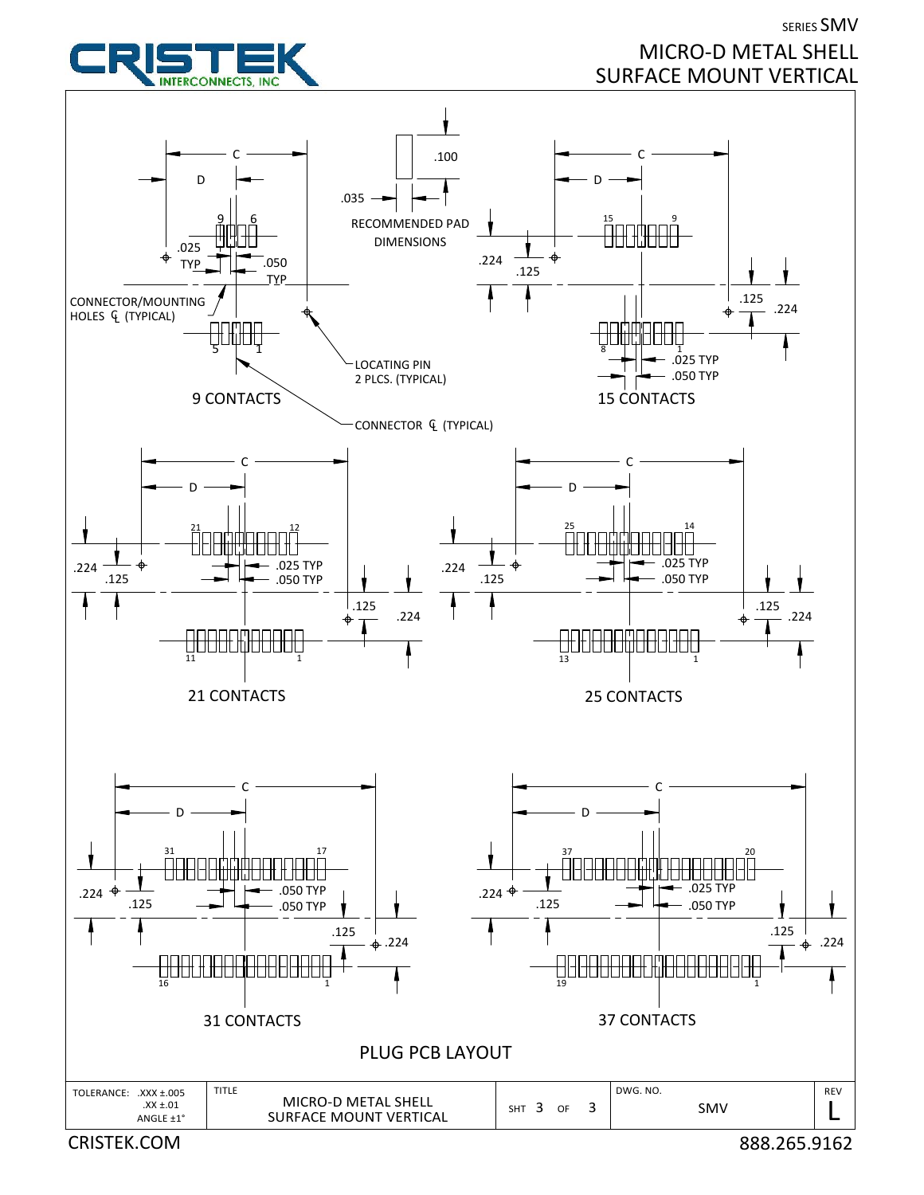SERIES SMV

# MICRO-D METAL SHELL SURFACE MOUNT VERTICAL

RECOMMENDED PAD DIMENSIONS

.100

.035

C

D

9

6

.025 TYP

.050 TYP

CONNECTOR/MOUNTING HOLES ℄ (TYPICAL)

5

1

LOCATING PIN 2 PLCS. (TYPICAL)

CONNECTOR ℄ (TYPICAL)

9 CONTACTS

C

D

15

9

.224

.125

.125

.224

8

1

.025 TYP

.050 TYP

15 CONTACTS

C

D

21

12

.224

.125

.025 TYP

.050 TYP

.125

.224

11

1

21 CONTACTS

C

D

25

14

.224

.125

.025 TYP

.050 TYP

.125

.224

13

1

25 CONTACTS

C

D

31

17

.224

.125

.050 TYP

.050 TYP

.125

.224

16

1

31 CONTACTS

C

D

37

20

.224

.125

.025 TYP

.050 TYP

.125

.224

19

1

37 CONTACTS

## PLUG PCB LAYOUT

| TOLERANCE: .XXX ±.005 .XX ±.01 ANGLE ±1° | TITLE MICRO-D METAL SHELL SURFACE MOUNT VERTICAL | SHT 3 OF 3 | DWG. NO. SMV | REV L |
|---|---|---|---|---|

CRISTEK.COM

888.265.9162